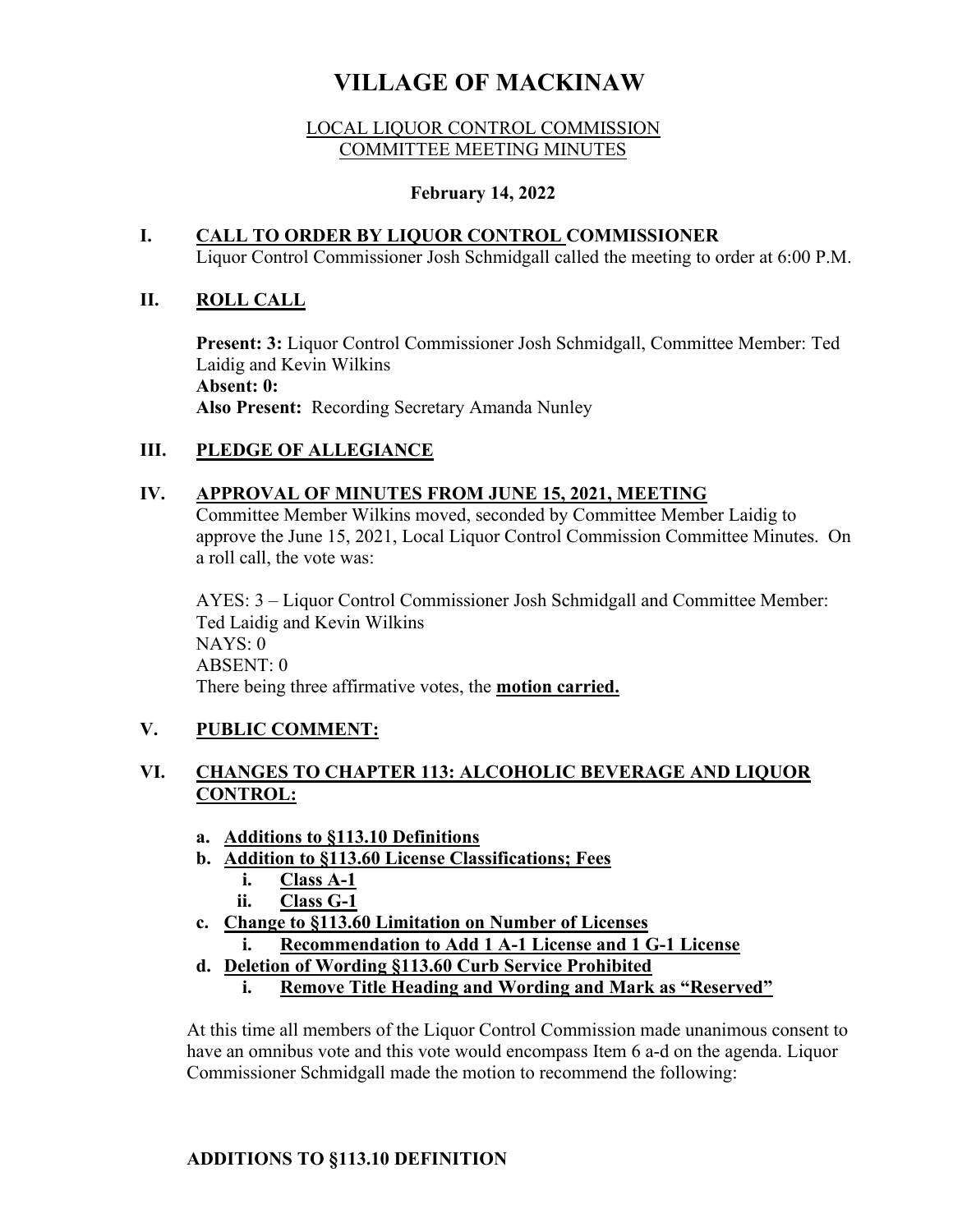# VILLAGE OF MACKINAW

LOCAL LIQUOR CONTROL COMMISSION
COMMITTEE MEETING MINUTES

**February 14, 2022**

## I. CALL TO ORDER BY LIQUOR CONTROL COMMISSIONER

Liquor Control Commissioner Josh Schmidgall called the meeting to order at 6:00 P.M.

## II. ROLL CALL

**Present: 3:** Liquor Control Commissioner Josh Schmidgall, Committee Member: Ted Laidig and Kevin Wilkins
**Absent: 0:**
**Also Present:** Recording Secretary Amanda Nunley

## III. PLEDGE OF ALLEGIANCE

## IV. APPROVAL OF MINUTES FROM JUNE 15, 2021, MEETING

Committee Member Wilkins moved, seconded by Committee Member Laidig to approve the June 15, 2021, Local Liquor Control Commission Committee Minutes. On a roll call, the vote was:

AYES: 3 – Liquor Control Commissioner Josh Schmidgall and Committee Member: Ted Laidig and Kevin Wilkins
NAYS: 0
ABSENT: 0
There being three affirmative votes, the **motion carried.**

## V. PUBLIC COMMENT:

## VI. CHANGES TO CHAPTER 113: ALCOHOLIC BEVERAGE AND LIQUOR CONTROL:

- **a. Additions to §113.10 Definitions**
- **b. Addition to §113.60 License Classifications; Fees**
  - **i. Class A-1**
  - **ii. Class G-1**
- **c. Change to §113.60 Limitation on Number of Licenses**
  - **i. Recommendation to Add 1 A-1 License and 1 G-1 License**
- **d. Deletion of Wording §113.60 Curb Service Prohibited**
  - **i. Remove Title Heading and Wording and Mark as "Reserved"**

At this time all members of the Liquor Control Commission made unanimous consent to have an omnibus vote and this vote would encompass Item 6 a-d on the agenda. Liquor Commissioner Schmidgall made the motion to recommend the following:

**ADDITIONS TO §113.10 DEFINITION**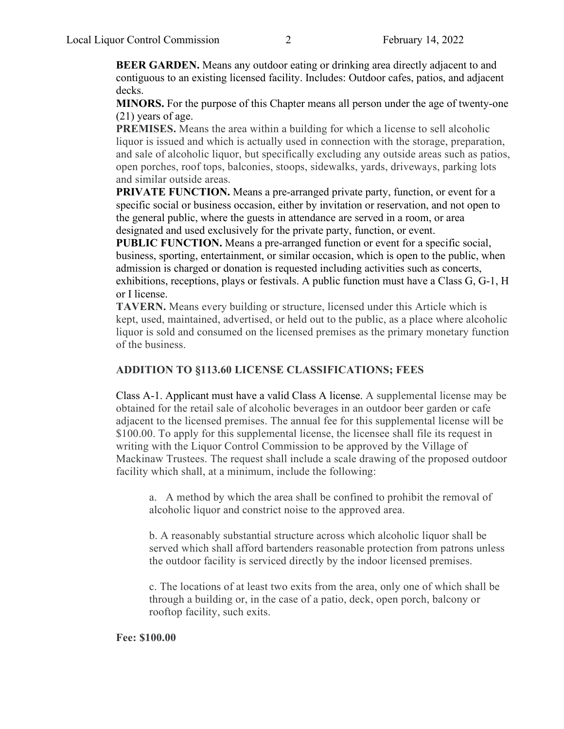**BEER GARDEN.** Means any outdoor eating or drinking area directly adjacent to and contiguous to an existing licensed facility. Includes: Outdoor cafes, patios, and adjacent decks.

**MINORS.** For the purpose of this Chapter means all person under the age of twenty-one (21) years of age.

**PREMISES.** Means the area within a building for which a license to sell alcoholic liquor is issued and which is actually used in connection with the storage, preparation, and sale of alcoholic liquor, but specifically excluding any outside areas such as patios, open porches, roof tops, balconies, stoops, sidewalks, yards, driveways, parking lots and similar outside areas.

**PRIVATE FUNCTION.** Means a pre-arranged private party, function, or event for a specific social or business occasion, either by invitation or reservation, and not open to the general public, where the guests in attendance are served in a room, or area designated and used exclusively for the private party, function, or event.

**PUBLIC FUNCTION.** Means a pre-arranged function or event for a specific social, business, sporting, entertainment, or similar occasion, which is open to the public, when admission is charged or donation is requested including activities such as concerts, exhibitions, receptions, plays or festivals. A public function must have a Class G, G-1, H or I license.

**TAVERN.** Means every building or structure, licensed under this Article which is kept, used, maintained, advertised, or held out to the public, as a place where alcoholic liquor is sold and consumed on the licensed premises as the primary monetary function of the business.

## ADDITION TO §113.60 LICENSE CLASSIFICATIONS; FEES

Class A-1. Applicant must have a valid Class A license. A supplemental license may be obtained for the retail sale of alcoholic beverages in an outdoor beer garden or cafe adjacent to the licensed premises. The annual fee for this supplemental license will be $100.00. To apply for this supplemental license, the licensee shall file its request in writing with the Liquor Control Commission to be approved by the Village of Mackinaw Trustees. The request shall include a scale drawing of the proposed outdoor facility which shall, at a minimum, include the following:

a. A method by which the area shall be confined to prohibit the removal of alcoholic liquor and constrict noise to the approved area.

b. A reasonably substantial structure across which alcoholic liquor shall be served which shall afford bartenders reasonable protection from patrons unless the outdoor facility is serviced directly by the indoor licensed premises.

c. The locations of at least two exits from the area, only one of which shall be through a building or, in the case of a patio, deck, open porch, balcony or rooftop facility, such exits.

**Fee: $100.00**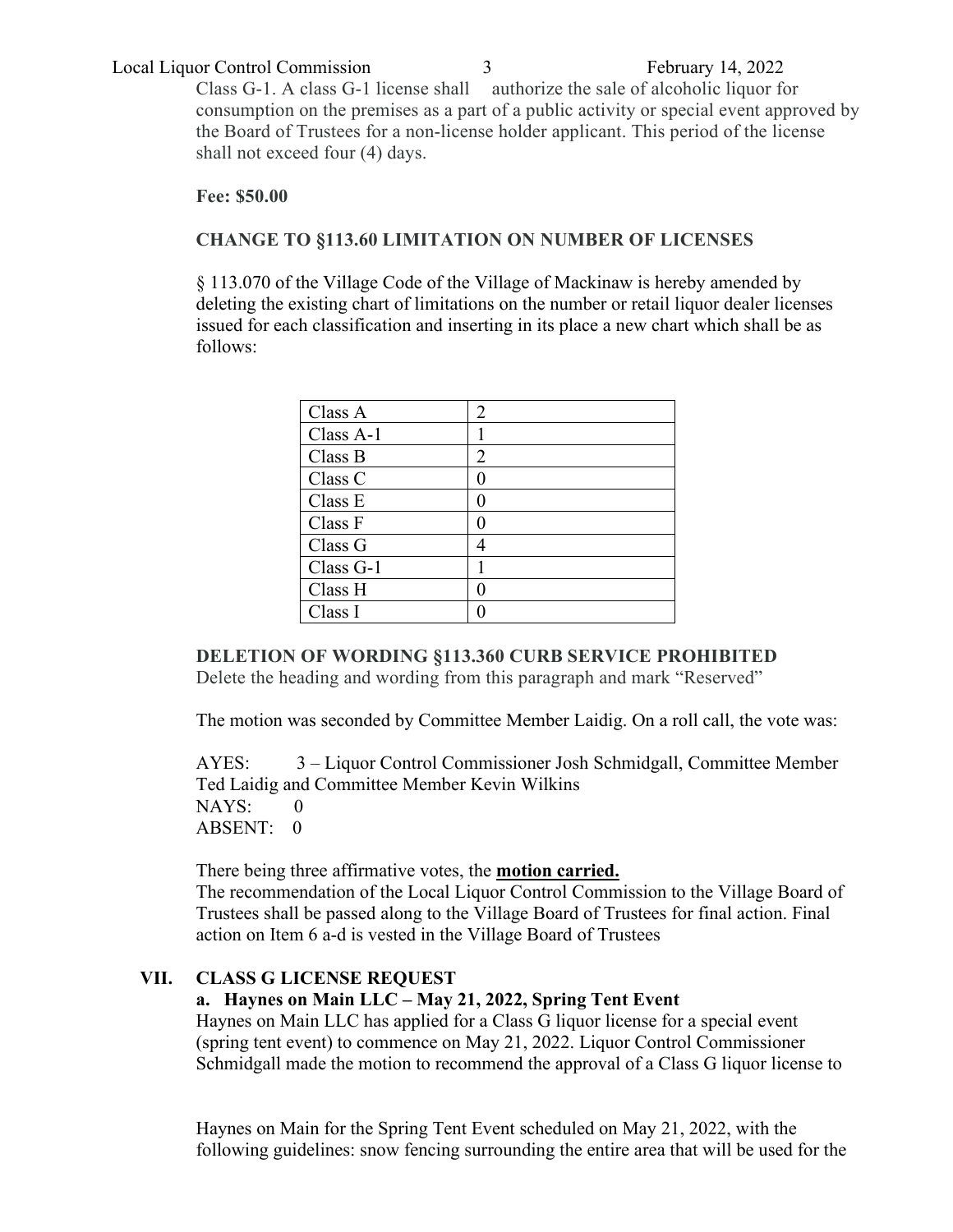Class G-1. A class G-1 license shall authorize the sale of alcoholic liquor for consumption on the premises as a part of a public activity or special event approved by the Board of Trustees for a non-license holder applicant. This period of the license shall not exceed four (4) days.

**Fee: $50.00**

**CHANGE TO §113.60 LIMITATION ON NUMBER OF LICENSES**

§ 113.070 of the Village Code of the Village of Mackinaw is hereby amended by deleting the existing chart of limitations on the number or retail liquor dealer licenses issued for each classification and inserting in its place a new chart which shall be as follows:

| Class | Number |
|---|---|
| Class A | 2 |
| Class A-1 | 1 |
| Class B | 2 |
| Class C | 0 |
| Class E | 0 |
| Class F | 0 |
| Class G | 4 |
| Class G-1 | 1 |
| Class H | 0 |
| Class I | 0 |

**DELETION OF WORDING §113.360 CURB SERVICE PROHIBITED**

Delete the heading and wording from this paragraph and mark "Reserved"

The motion was seconded by Committee Member Laidig. On a roll call, the vote was:

AYES: 3 – Liquor Control Commissioner Josh Schmidgall, Committee Member Ted Laidig and Committee Member Kevin Wilkins
NAYS: 0
ABSENT: 0

There being three affirmative votes, the **motion carried.**
The recommendation of the Local Liquor Control Commission to the Village Board of Trustees shall be passed along to the Village Board of Trustees for final action. Final action on Item 6 a-d is vested in the Village Board of Trustees

## VII. CLASS G LICENSE REQUEST

### a. Haynes on Main LLC – May 21, 2022, Spring Tent Event

Haynes on Main LLC has applied for a Class G liquor license for a special event (spring tent event) to commence on May 21, 2022. Liquor Control Commissioner Schmidgall made the motion to recommend the approval of a Class G liquor license to Haynes on Main for the Spring Tent Event scheduled on May 21, 2022, with the following guidelines: snow fencing surrounding the entire area that will be used for the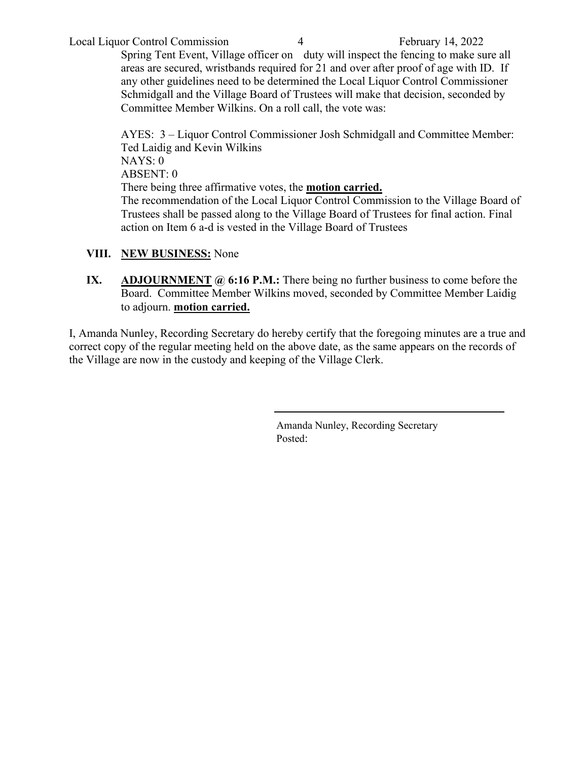Spring Tent Event, Village officer on duty will inspect the fencing to make sure all areas are secured, wristbands required for 21 and over after proof of age with ID. If any other guidelines need to be determined the Local Liquor Control Commissioner Schmidgall and the Village Board of Trustees will make that decision, seconded by Committee Member Wilkins. On a roll call, the vote was:

AYES: 3 – Liquor Control Commissioner Josh Schmidgall and Committee Member: Ted Laidig and Kevin Wilkins
NAYS: 0
ABSENT: 0
There being three affirmative votes, the **motion carried.**
The recommendation of the Local Liquor Control Commission to the Village Board of Trustees shall be passed along to the Village Board of Trustees for final action. Final action on Item 6 a-d is vested in the Village Board of Trustees

**VIII. NEW BUSINESS:** None

**IX. ADJOURNMENT @ 6:16 P.M.:** There being no further business to come before the Board. Committee Member Wilkins moved, seconded by Committee Member Laidig to adjourn. **motion carried.**

I, Amanda Nunley, Recording Secretary do hereby certify that the foregoing minutes are a true and correct copy of the regular meeting held on the above date, as the same appears on the records of the Village are now in the custody and keeping of the Village Clerk.

Amanda Nunley, Recording Secretary
Posted: